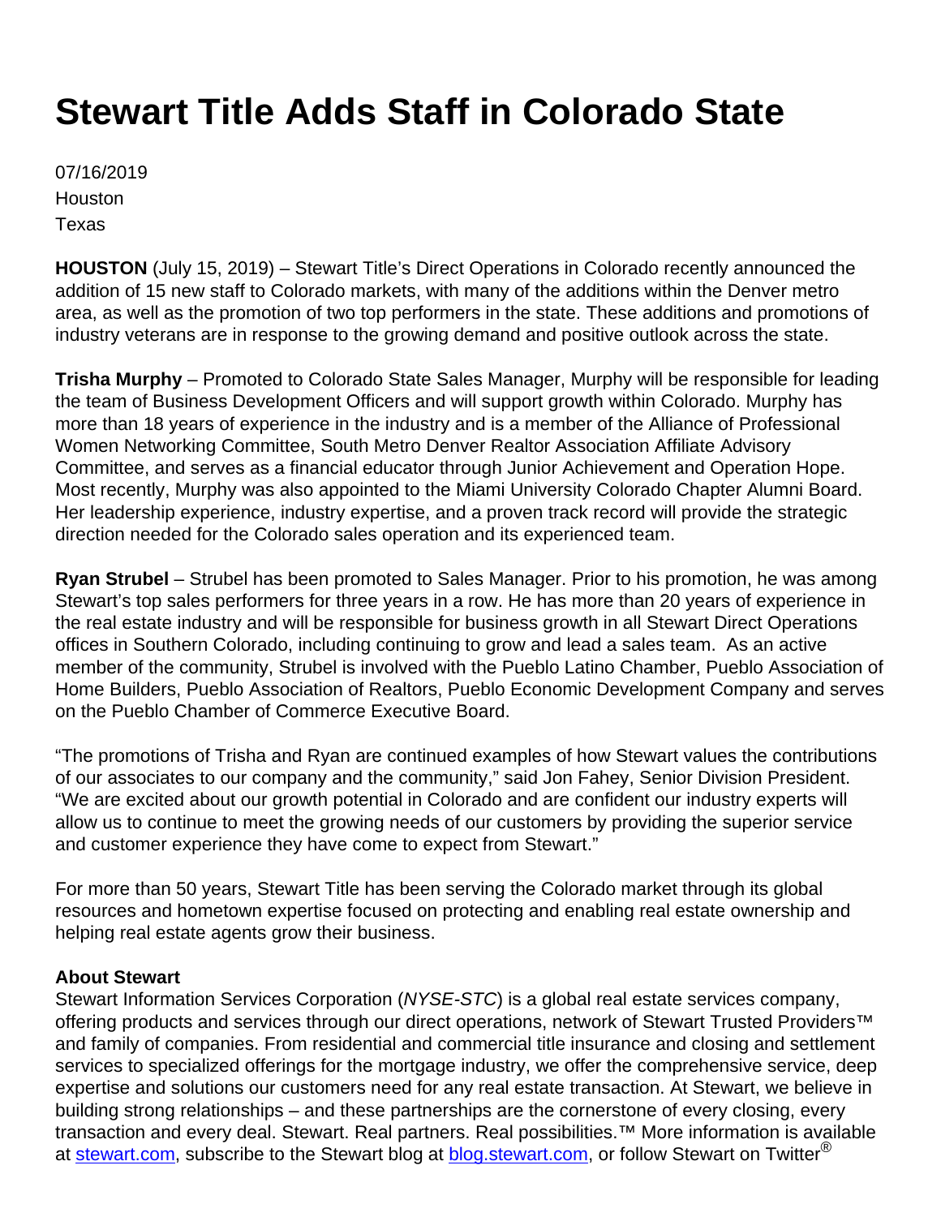# Stewart Title Adds Staff in Colorado State

07/16/2019
Houston
Texas

**HOUSTON** (July 15, 2019) – Stewart Title's Direct Operations in Colorado recently announced the addition of 15 new staff to Colorado markets, with many of the additions within the Denver metro area, as well as the promotion of two top performers in the state. These additions and promotions of industry veterans are in response to the growing demand and positive outlook across the state.

**Trisha Murphy** – Promoted to Colorado State Sales Manager, Murphy will be responsible for leading the team of Business Development Officers and will support growth within Colorado. Murphy has more than 18 years of experience in the industry and is a member of the Alliance of Professional Women Networking Committee, South Metro Denver Realtor Association Affiliate Advisory Committee, and serves as a financial educator through Junior Achievement and Operation Hope. Most recently, Murphy was also appointed to the Miami University Colorado Chapter Alumni Board. Her leadership experience, industry expertise, and a proven track record will provide the strategic direction needed for the Colorado sales operation and its experienced team.

**Ryan Strubel** – Strubel has been promoted to Sales Manager. Prior to his promotion, he was among Stewart's top sales performers for three years in a row. He has more than 20 years of experience in the real estate industry and will be responsible for business growth in all Stewart Direct Operations offices in Southern Colorado, including continuing to grow and lead a sales team. As an active member of the community, Strubel is involved with the Pueblo Latino Chamber, Pueblo Association of Home Builders, Pueblo Association of Realtors, Pueblo Economic Development Company and serves on the Pueblo Chamber of Commerce Executive Board.

"The promotions of Trisha and Ryan are continued examples of how Stewart values the contributions of our associates to our company and the community," said Jon Fahey, Senior Division President. "We are excited about our growth potential in Colorado and are confident our industry experts will allow us to continue to meet the growing needs of our customers by providing the superior service and customer experience they have come to expect from Stewart."

For more than 50 years, Stewart Title has been serving the Colorado market through its global resources and hometown expertise focused on protecting and enabling real estate ownership and helping real estate agents grow their business.

**About Stewart**
Stewart Information Services Corporation (*NYSE-STC*) is a global real estate services company, offering products and services through our direct operations, network of Stewart Trusted Providers™ and family of companies. From residential and commercial title insurance and closing and settlement services to specialized offerings for the mortgage industry, we offer the comprehensive service, deep expertise and solutions our customers need for any real estate transaction. At Stewart, we believe in building strong relationships – and these partnerships are the cornerstone of every closing, every transaction and every deal. Stewart. Real partners. Real possibilities.™ More information is available at [stewart.com](stewart.com), subscribe to the Stewart blog at [blog.stewart.com](blog.stewart.com), or follow Stewart on Twitter®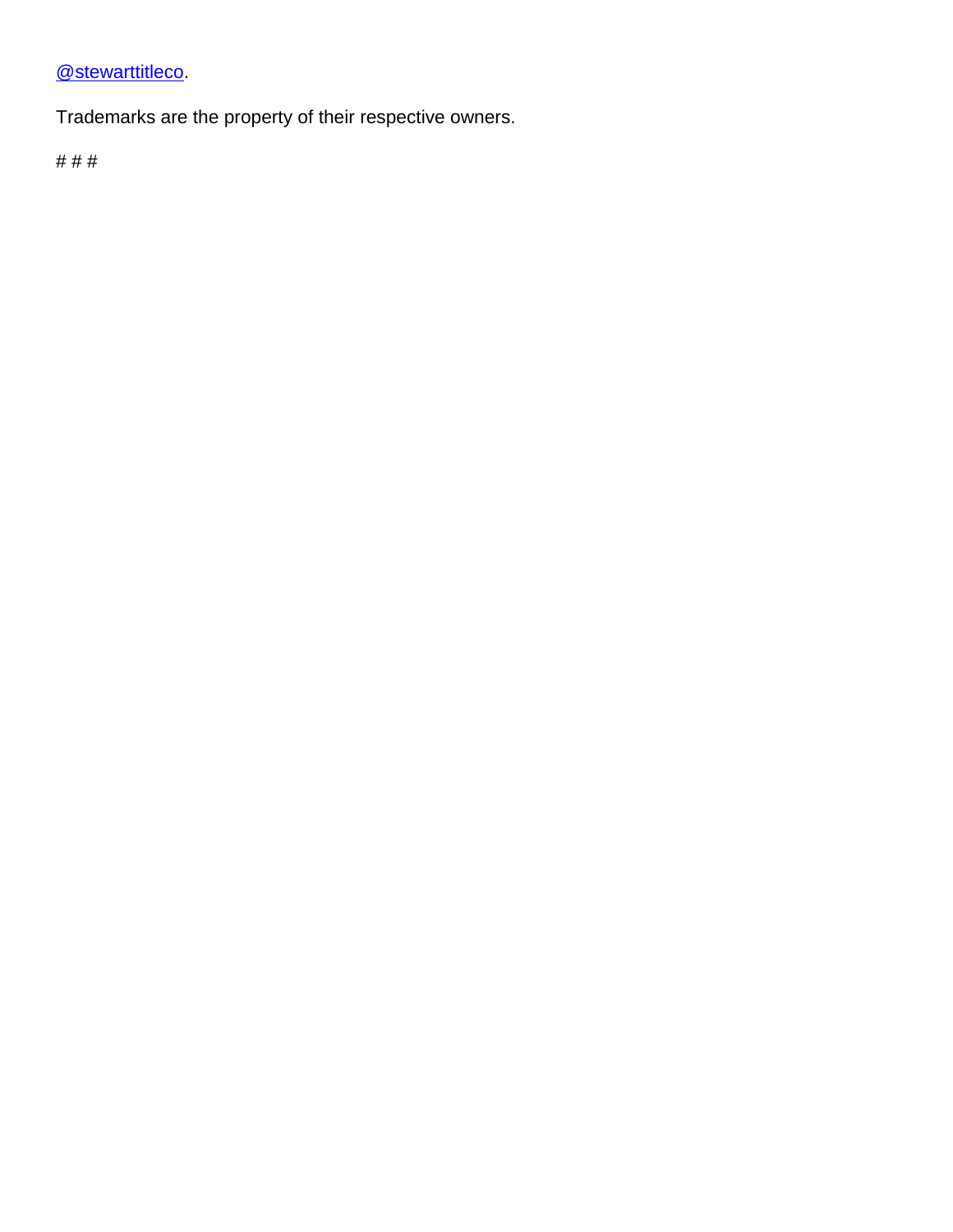@stewarttitleco.

Trademarks are the property of their respective owners.

# # #